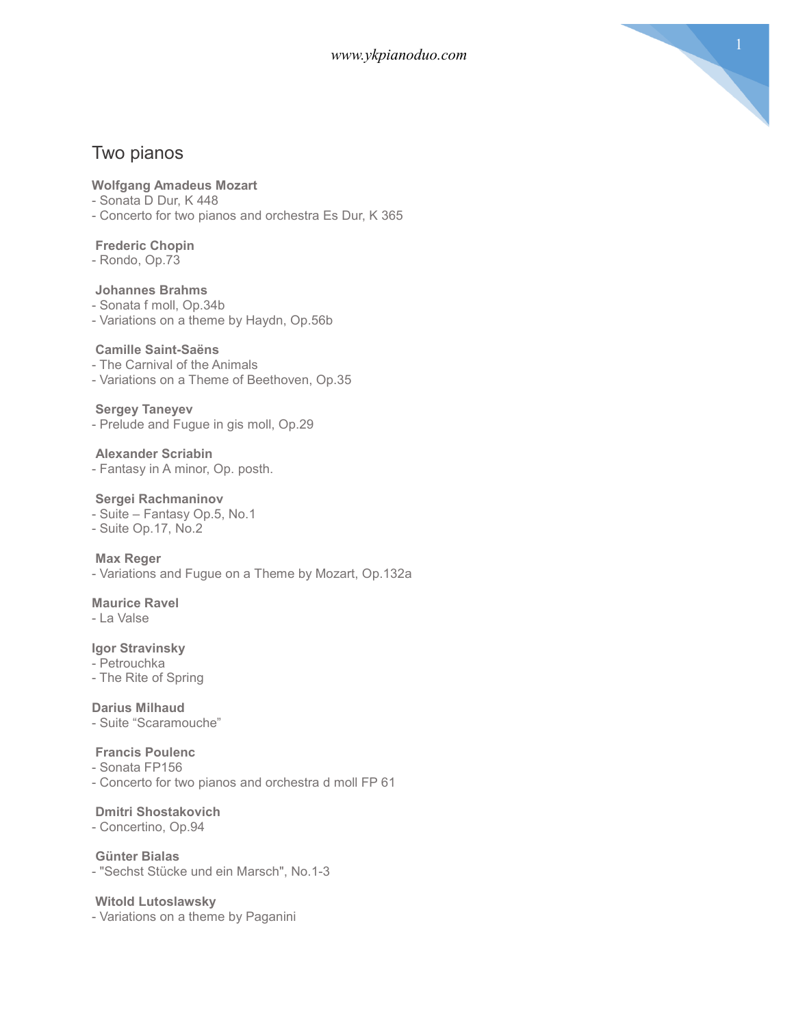## Two pianos

**Wolfgang Amadeus Mozart**
- Sonata D Dur, K 448
- Concerto for two pianos and orchestra Es Dur, K 365

**Frederic Chopin**
- Rondo, Op.73

**Johannes Brahms**
- Sonata f moll, Op.34b
- Variations on a theme by Haydn, Op.56b

**Camille Saint-Saëns**
- The Carnival of the Animals
- Variations on a Theme of Beethoven, Op.35

**Sergey Taneyev**
- Prelude and Fugue in gis moll, Op.29

**Alexander Scriabin**
- Fantasy in A minor, Op. posth.

**Sergei Rachmaninov**
- Suite – Fantasy Op.5, No.1
- Suite Op.17, No.2

**Max Reger**
- Variations and Fugue on a Theme by Mozart, Op.132a

**Maurice Ravel**
- La Valse

**Igor Stravinsky**
- Petrouchka
- The Rite of Spring

**Darius Milhaud**
- Suite "Scaramouche"

**Francis Poulenc**
- Sonata FP156
- Concerto for two pianos and orchestra d moll FP 61

**Dmitri Shostakovich**
- Concertino, Op.94

**Günter Bialas**
- "Sechst Stücke und ein Marsch", No.1-3

**Witold Lutoslawsky**
- Variations on a theme by Paganini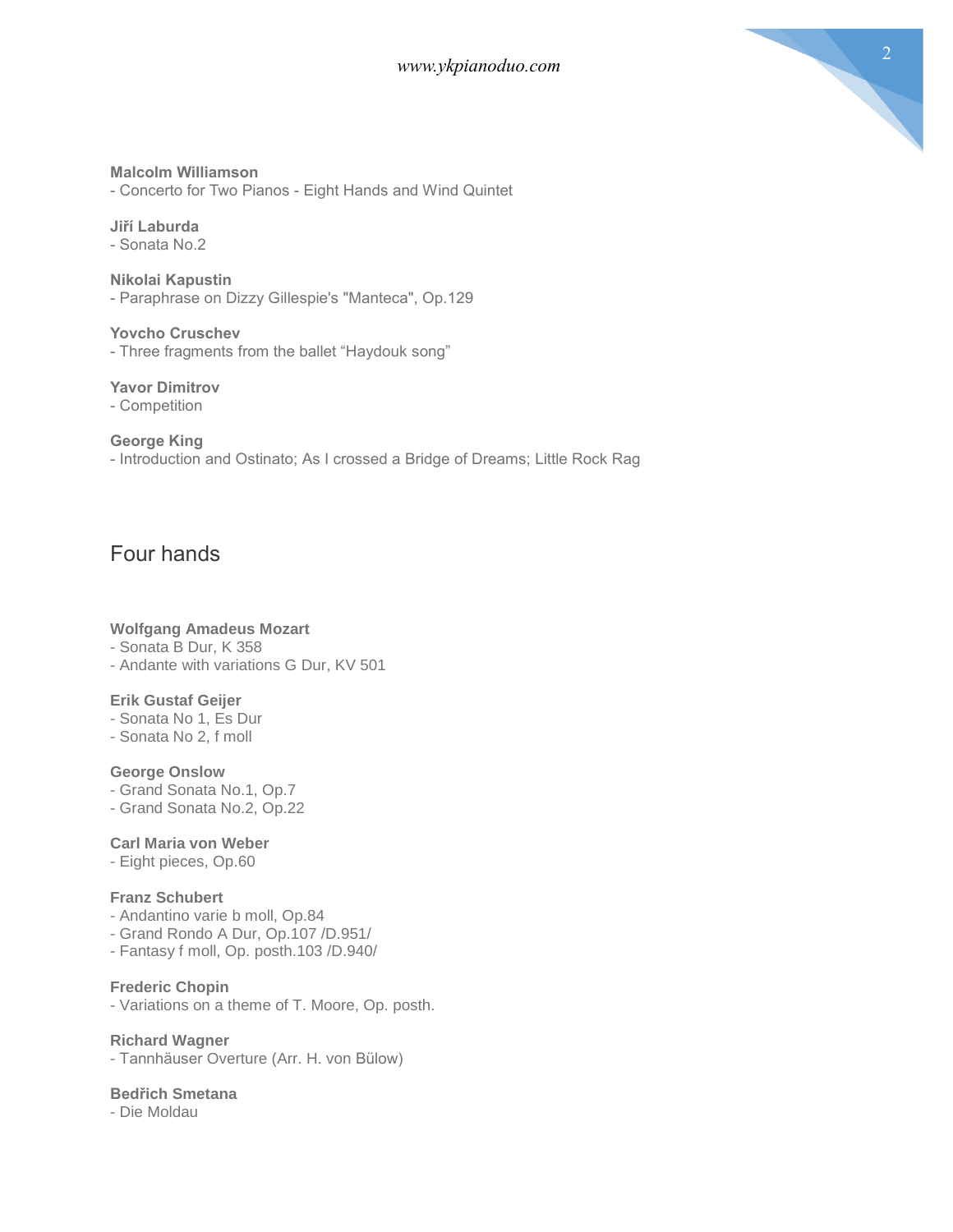**Malcolm Williamson**
- Concerto for Two Pianos - Eight Hands and Wind Quintet

**Jiří Laburda**
- Sonata No.2

**Nikolai Kapustin**
- Paraphrase on Dizzy Gillespie's "Manteca", Op.129

**Yovcho Cruschev**
- Three fragments from the ballet "Haydouk song"

**Yavor Dimitrov**
- Competition

**George King**
- Introduction and Ostinato; As I crossed a Bridge of Dreams; Little Rock Rag

## Four hands

**Wolfgang Amadeus Mozart**
- Sonata B Dur, K 358
- Andante with variations G Dur, KV 501

**Erik Gustaf Geijer**
- Sonata No 1, Es Dur
- Sonata No 2, f moll

**George Onslow**
- Grand Sonata No.1, Op.7
- Grand Sonata No.2, Op.22

**Carl Maria von Weber**
- Eight pieces, Op.60

**Franz Schubert**
- Andantino varie b moll, Op.84
- Grand Rondo A Dur, Op.107 /D.951/
- Fantasy f moll, Op. posth.103 /D.940/

**Frederic Chopin**
- Variations on a theme of T. Moore, Op. posth.

**Richard Wagner**
- Tannhäuser Overture (Arr. H. von Bülow)

**Bedřich Smetana**
- Die Moldau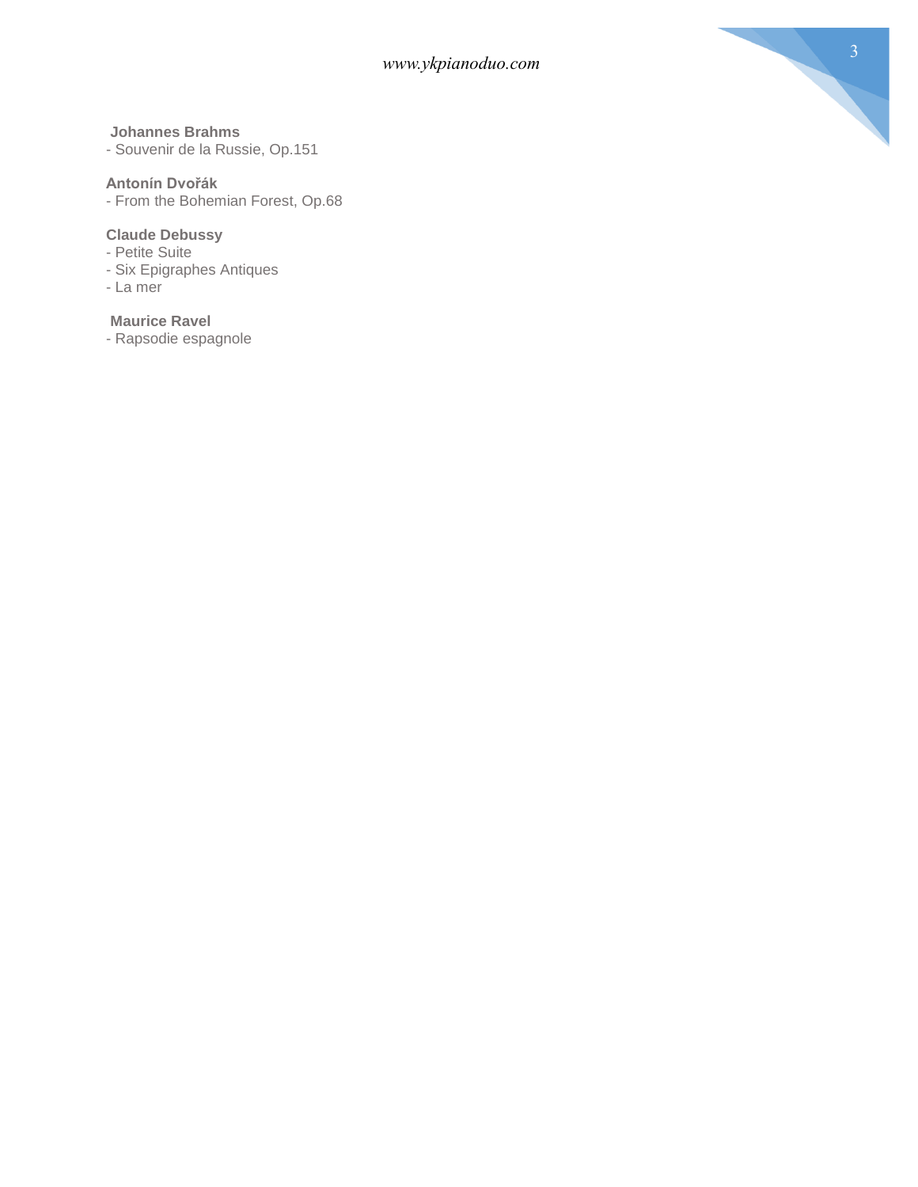**Johannes Brahms**

- Souvenir de la Russie, Op.151

**Antonín Dvořák**

- From the Bohemian Forest, Op.68

**Claude Debussy**

- Petite Suite
- Six Epigraphes Antiques
- La mer

**Maurice Ravel**

- Rapsodie espagnole